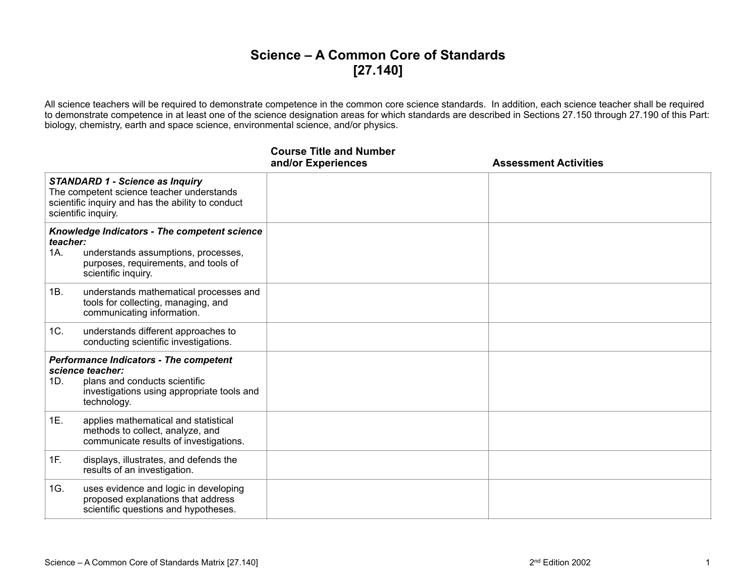# Science – A Common Core of Standards
# [27.140]

All science teachers will be required to demonstrate competence in the common core science standards. In addition, each science teacher shall be required to demonstrate competence in at least one of the science designation areas for which standards are described in Sections 27.150 through 27.190 of this Part: biology, chemistry, earth and space science, environmental science, and/or physics.

| | Course Title and Number and/or Experiences | Assessment Activities |
|---|---|---|
| ***STANDARD 1 - Science as Inquiry*** The competent science teacher understands scientific inquiry and has the ability to conduct scientific inquiry. | | |
| ***Knowledge Indicators - The competent science teacher:*** 1A. understands assumptions, processes, purposes, requirements, and tools of scientific inquiry. | | |
| 1B. understands mathematical processes and tools for collecting, managing, and communicating information. | | |
| 1C. understands different approaches to conducting scientific investigations. | | |
| ***Performance Indicators - The competent science teacher:*** 1D. plans and conducts scientific investigations using appropriate tools and technology. | | |
| 1E. applies mathematical and statistical methods to collect, analyze, and communicate results of investigations. | | |
| 1F. displays, illustrates, and defends the results of an investigation. | | |
| 1G. uses evidence and logic in developing proposed explanations that address scientific questions and hypotheses. | | |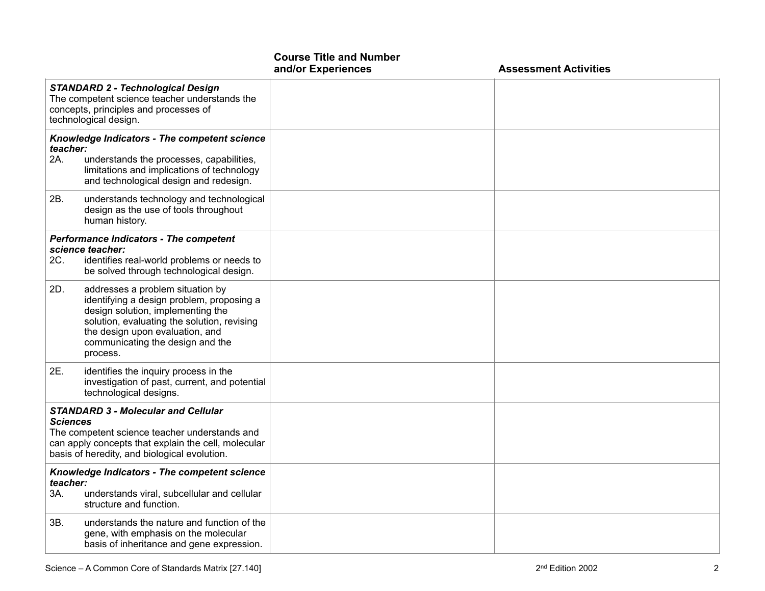| | Course Title and Number and/or Experiences | Assessment Activities |
|---|---|---|
| ***STANDARD 2 - Technological Design*** The competent science teacher understands the concepts, principles and processes of technological design. | | |
| ***Knowledge Indicators - The competent science teacher:*** 2A. understands the processes, capabilities, limitations and implications of technology and technological design and redesign. | | |
| 2B. understands technology and technological design as the use of tools throughout human history. | | |
| ***Performance Indicators - The competent science teacher:*** 2C. identifies real-world problems or needs to be solved through technological design. | | |
| 2D. addresses a problem situation by identifying a design problem, proposing a design solution, implementing the solution, evaluating the solution, revising the design upon evaluation, and communicating the design and the process. | | |
| 2E. identifies the inquiry process in the investigation of past, current, and potential technological designs. | | |
| ***STANDARD 3 - Molecular and Cellular Sciences*** The competent science teacher understands and can apply concepts that explain the cell, molecular basis of heredity, and biological evolution. | | |
| ***Knowledge Indicators - The competent science teacher:*** 3A. understands viral, subcellular and cellular structure and function. | | |
| 3B. understands the nature and function of the gene, with emphasis on the molecular basis of inheritance and gene expression. | | |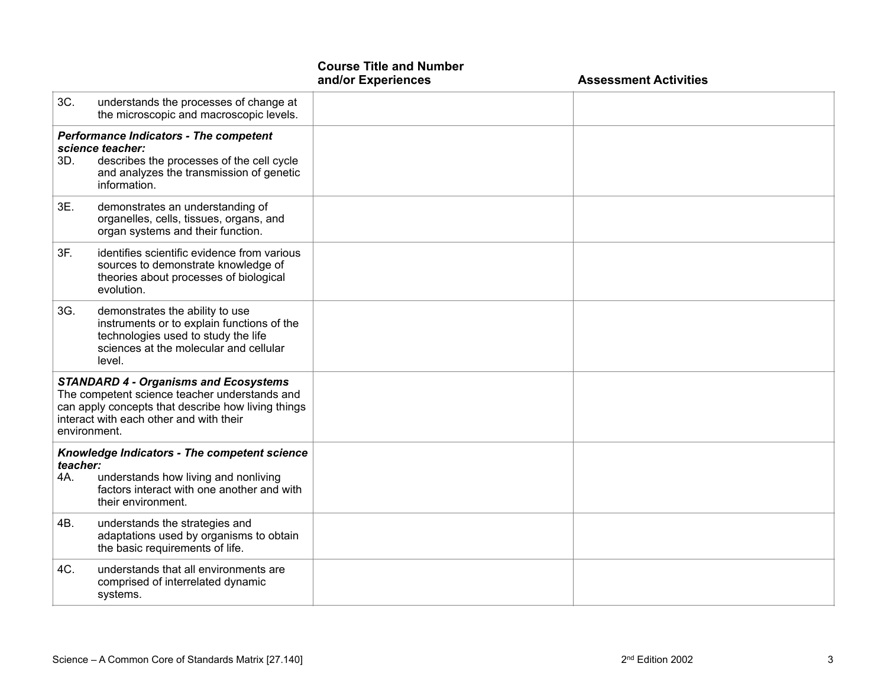| | Course Title and Number and/or Experiences | Assessment Activities |
|---|---|---|
| 3C. understands the processes of change at the microscopic and macroscopic levels. | | |
| ***Performance Indicators - The competent science teacher:*** 3D. describes the processes of the cell cycle and analyzes the transmission of genetic information. | | |
| 3E. demonstrates an understanding of organelles, cells, tissues, organs, and organ systems and their function. | | |
| 3F. identifies scientific evidence from various sources to demonstrate knowledge of theories about processes of biological evolution. | | |
| 3G. demonstrates the ability to use instruments or to explain functions of the technologies used to study the life sciences at the molecular and cellular level. | | |
| ***STANDARD 4 - Organisms and Ecosystems*** The competent science teacher understands and can apply concepts that describe how living things interact with each other and with their environment. | | |
| ***Knowledge Indicators - The competent science teacher:*** 4A. understands how living and nonliving factors interact with one another and with their environment. | | |
| 4B. understands the strategies and adaptations used by organisms to obtain the basic requirements of life. | | |
| 4C. understands that all environments are comprised of interrelated dynamic systems. | | |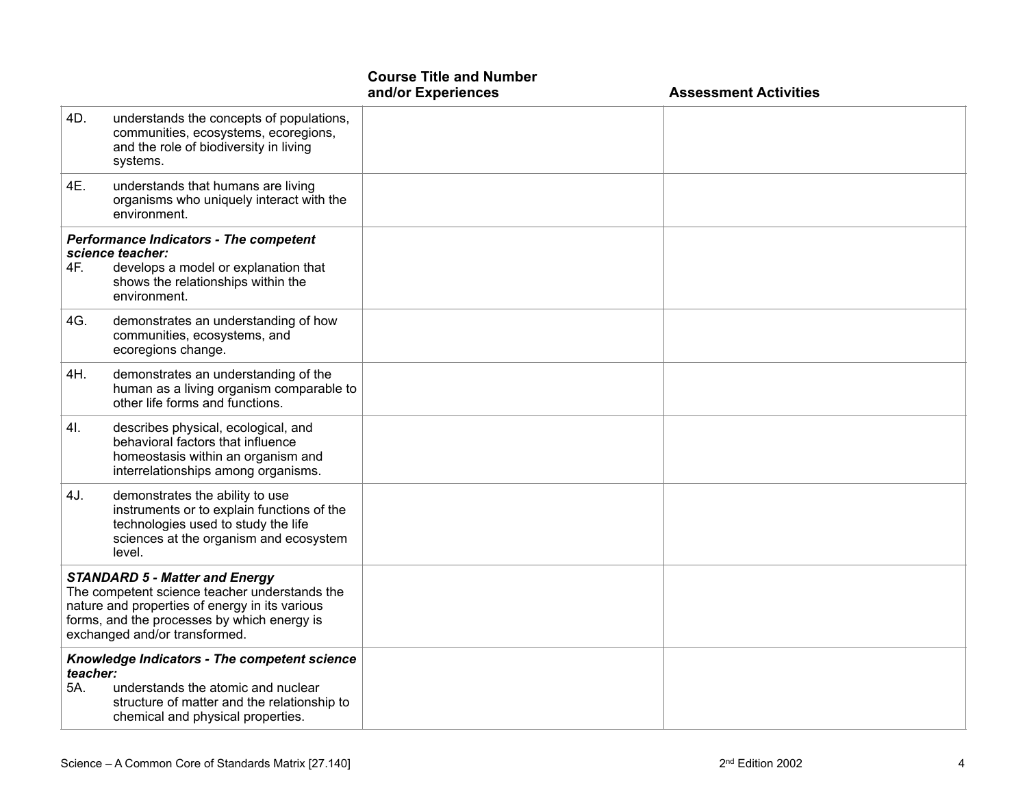| | Course Title and Number and/or Experiences | Assessment Activities |
|---|---|---|
| 4D. understands the concepts of populations, communities, ecosystems, ecoregions, and the role of biodiversity in living systems. | | |
| 4E. understands that humans are living organisms who uniquely interact with the environment. | | |
| ***Performance Indicators - The competent science teacher:*** 4F. develops a model or explanation that shows the relationships within the environment. | | |
| 4G. demonstrates an understanding of how communities, ecosystems, and ecoregions change. | | |
| 4H. demonstrates an understanding of the human as a living organism comparable to other life forms and functions. | | |
| 4I. describes physical, ecological, and behavioral factors that influence homeostasis within an organism and interrelationships among organisms. | | |
| 4J. demonstrates the ability to use instruments or to explain functions of the technologies used to study the life sciences at the organism and ecosystem level. | | |
| ***STANDARD 5 - Matter and Energy*** The competent science teacher understands the nature and properties of energy in its various forms, and the processes by which energy is exchanged and/or transformed. | | |
| ***Knowledge Indicators - The competent science teacher:*** 5A. understands the atomic and nuclear structure of matter and the relationship to chemical and physical properties. | | |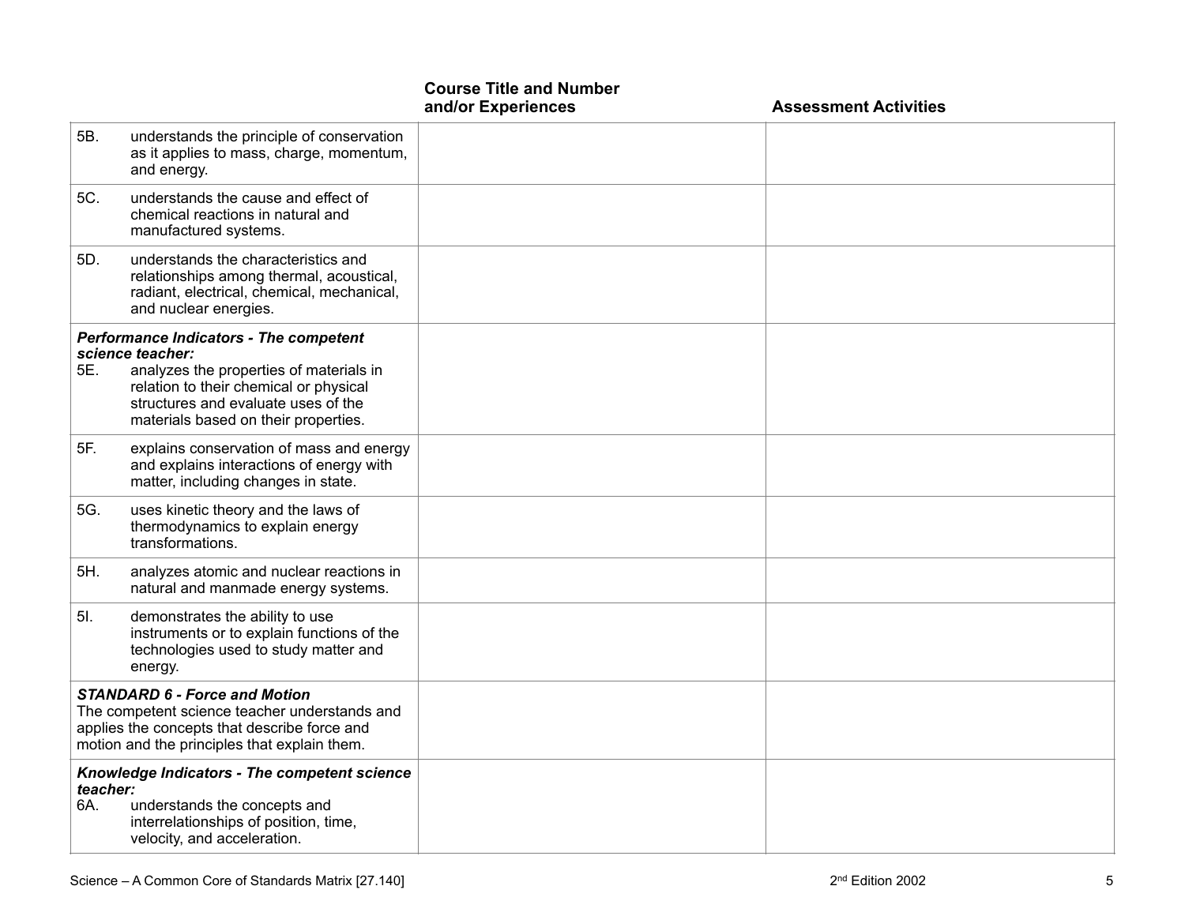| | Course Title and Number and/or Experiences | Assessment Activities |
|---|---|---|
| 5B. understands the principle of conservation as it applies to mass, charge, momentum, and energy. | | |
| 5C. understands the cause and effect of chemical reactions in natural and manufactured systems. | | |
| 5D. understands the characteristics and relationships among thermal, acoustical, radiant, electrical, chemical, mechanical, and nuclear energies. | | |
| ***Performance Indicators - The competent science teacher:*** 5E. analyzes the properties of materials in relation to their chemical or physical structures and evaluate uses of the materials based on their properties. | | |
| 5F. explains conservation of mass and energy and explains interactions of energy with matter, including changes in state. | | |
| 5G. uses kinetic theory and the laws of thermodynamics to explain energy transformations. | | |
| 5H. analyzes atomic and nuclear reactions in natural and manmade energy systems. | | |
| 5I. demonstrates the ability to use instruments or to explain functions of the technologies used to study matter and energy. | | |
| ***STANDARD 6 - Force and Motion*** The competent science teacher understands and applies the concepts that describe force and motion and the principles that explain them. | | |
| ***Knowledge Indicators - The competent science teacher:*** 6A. understands the concepts and interrelationships of position, time, velocity, and acceleration. | | |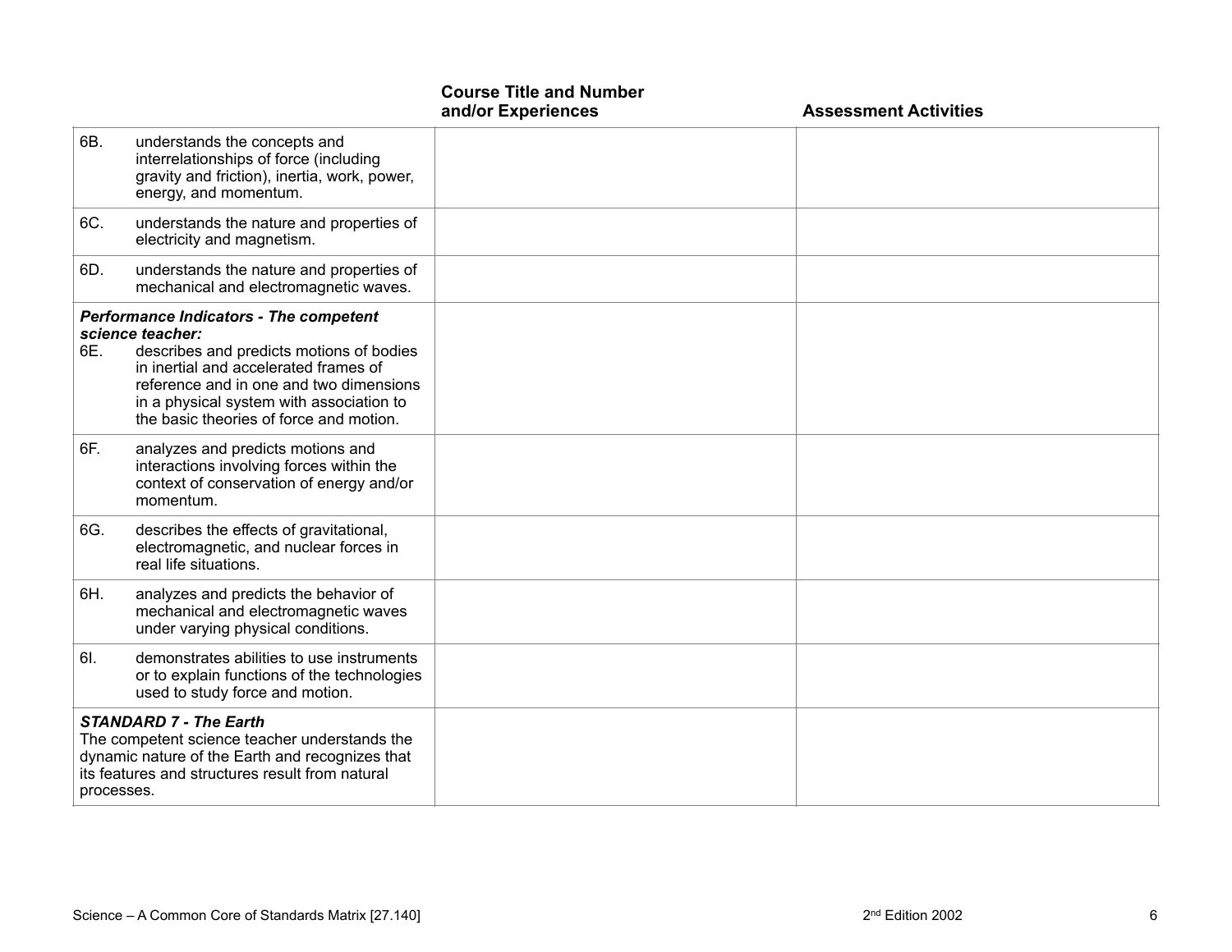| | Course Title and Number and/or Experiences | Assessment Activities |
|---|---|---|
| 6B. understands the concepts and interrelationships of force (including gravity and friction), inertia, work, power, energy, and momentum. | | |
| 6C. understands the nature and properties of electricity and magnetism. | | |
| 6D. understands the nature and properties of mechanical and electromagnetic waves. | | |
| ***Performance Indicators - The competent science teacher:*** 6E. describes and predicts motions of bodies in inertial and accelerated frames of reference and in one and two dimensions in a physical system with association to the basic theories of force and motion. | | |
| 6F. analyzes and predicts motions and interactions involving forces within the context of conservation of energy and/or momentum. | | |
| 6G. describes the effects of gravitational, electromagnetic, and nuclear forces in real life situations. | | |
| 6H. analyzes and predicts the behavior of mechanical and electromagnetic waves under varying physical conditions. | | |
| 6I. demonstrates abilities to use instruments or to explain functions of the technologies used to study force and motion. | | |
| ***STANDARD 7 - The Earth*** The competent science teacher understands the dynamic nature of the Earth and recognizes that its features and structures result from natural processes. | | |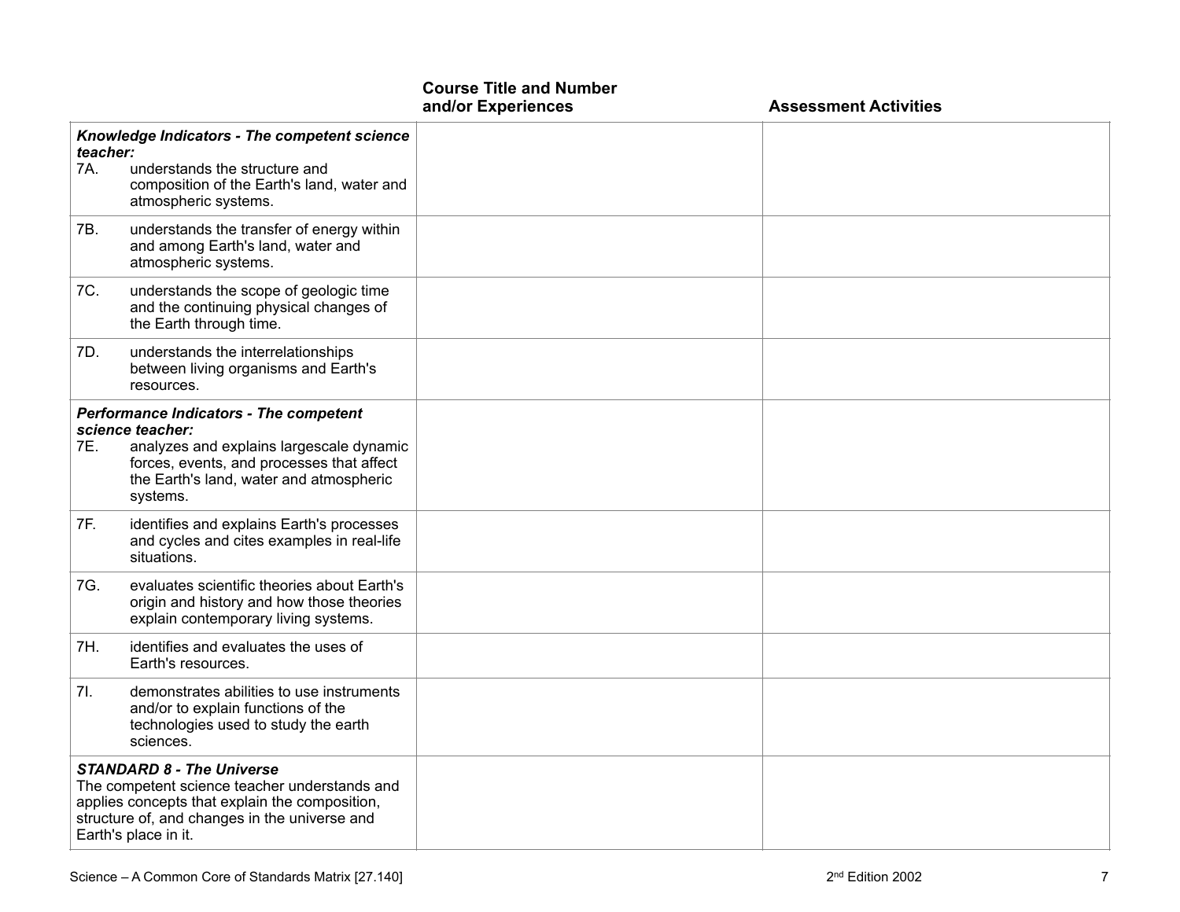| | Course Title and Number and/or Experiences | Assessment Activities |
|---|---|---|
| ***Knowledge Indicators - The competent science teacher:*** 7A. understands the structure and composition of the Earth's land, water and atmospheric systems. | | |
| 7B. understands the transfer of energy within and among Earth's land, water and atmospheric systems. | | |
| 7C. understands the scope of geologic time and the continuing physical changes of the Earth through time. | | |
| 7D. understands the interrelationships between living organisms and Earth's resources. | | |
| ***Performance Indicators - The competent science teacher:*** 7E. analyzes and explains largescale dynamic forces, events, and processes that affect the Earth's land, water and atmospheric systems. | | |
| 7F. identifies and explains Earth's processes and cycles and cites examples in real-life situations. | | |
| 7G. evaluates scientific theories about Earth's origin and history and how those theories explain contemporary living systems. | | |
| 7H. identifies and evaluates the uses of Earth's resources. | | |
| 7I. demonstrates abilities to use instruments and/or to explain functions of the technologies used to study the earth sciences. | | |
| ***STANDARD 8 - The Universe*** The competent science teacher understands and applies concepts that explain the composition, structure of, and changes in the universe and Earth's place in it. | | |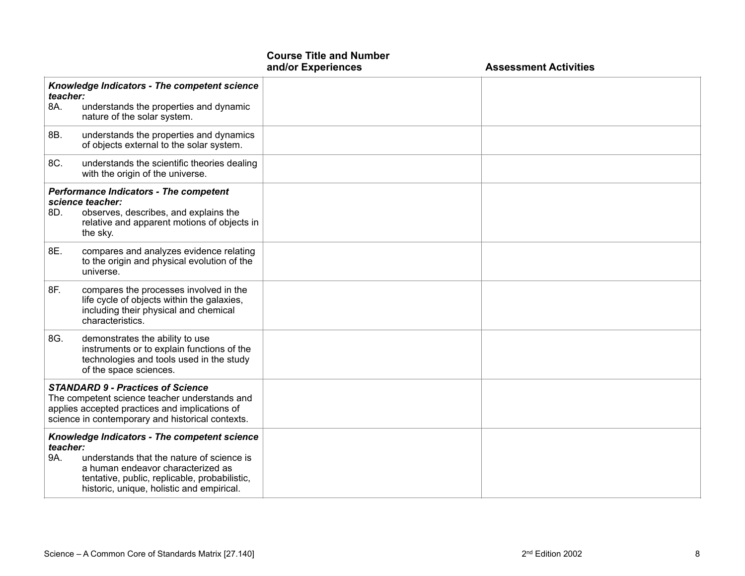| | Course Title and Number and/or Experiences | Assessment Activities |
|---|---|---|
| ***Knowledge Indicators - The competent science teacher:*** 8A. understands the properties and dynamic nature of the solar system. | | |
| 8B. understands the properties and dynamics of objects external to the solar system. | | |
| 8C. understands the scientific theories dealing with the origin of the universe. | | |
| ***Performance Indicators - The competent science teacher:*** 8D. observes, describes, and explains the relative and apparent motions of objects in the sky. | | |
| 8E. compares and analyzes evidence relating to the origin and physical evolution of the universe. | | |
| 8F. compares the processes involved in the life cycle of objects within the galaxies, including their physical and chemical characteristics. | | |
| 8G. demonstrates the ability to use instruments or to explain functions of the technologies and tools used in the study of the space sciences. | | |
| ***STANDARD 9 - Practices of Science*** The competent science teacher understands and applies accepted practices and implications of science in contemporary and historical contexts. | | |
| ***Knowledge Indicators - The competent science teacher:*** 9A. understands that the nature of science is a human endeavor characterized as tentative, public, replicable, probabilistic, historic, unique, holistic and empirical. | | |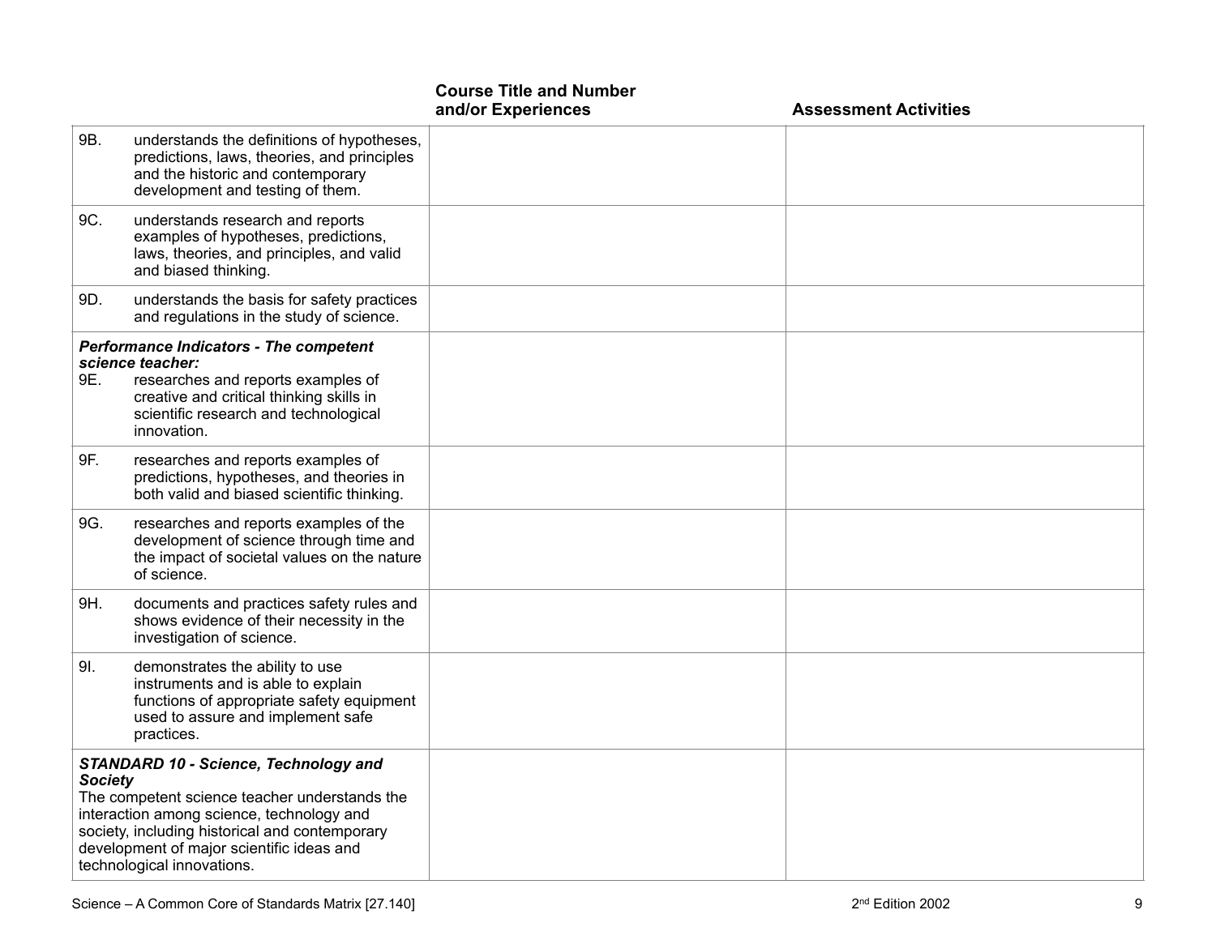| | Course Title and Number and/or Experiences | Assessment Activities |
|---|---|---|
| 9B. understands the definitions of hypotheses, predictions, laws, theories, and principles and the historic and contemporary development and testing of them. | | |
| 9C. understands research and reports examples of hypotheses, predictions, laws, theories, and principles, and valid and biased thinking. | | |
| 9D. understands the basis for safety practices and regulations in the study of science. | | |
| ***Performance Indicators - The competent science teacher:*** 9E. researches and reports examples of creative and critical thinking skills in scientific research and technological innovation. | | |
| 9F. researches and reports examples of predictions, hypotheses, and theories in both valid and biased scientific thinking. | | |
| 9G. researches and reports examples of the development of science through time and the impact of societal values on the nature of science. | | |
| 9H. documents and practices safety rules and shows evidence of their necessity in the investigation of science. | | |
| 9I. demonstrates the ability to use instruments and is able to explain functions of appropriate safety equipment used to assure and implement safe practices. | | |
| ***STANDARD 10 - Science, Technology and Society*** The competent science teacher understands the interaction among science, technology and society, including historical and contemporary development of major scientific ideas and technological innovations. | | |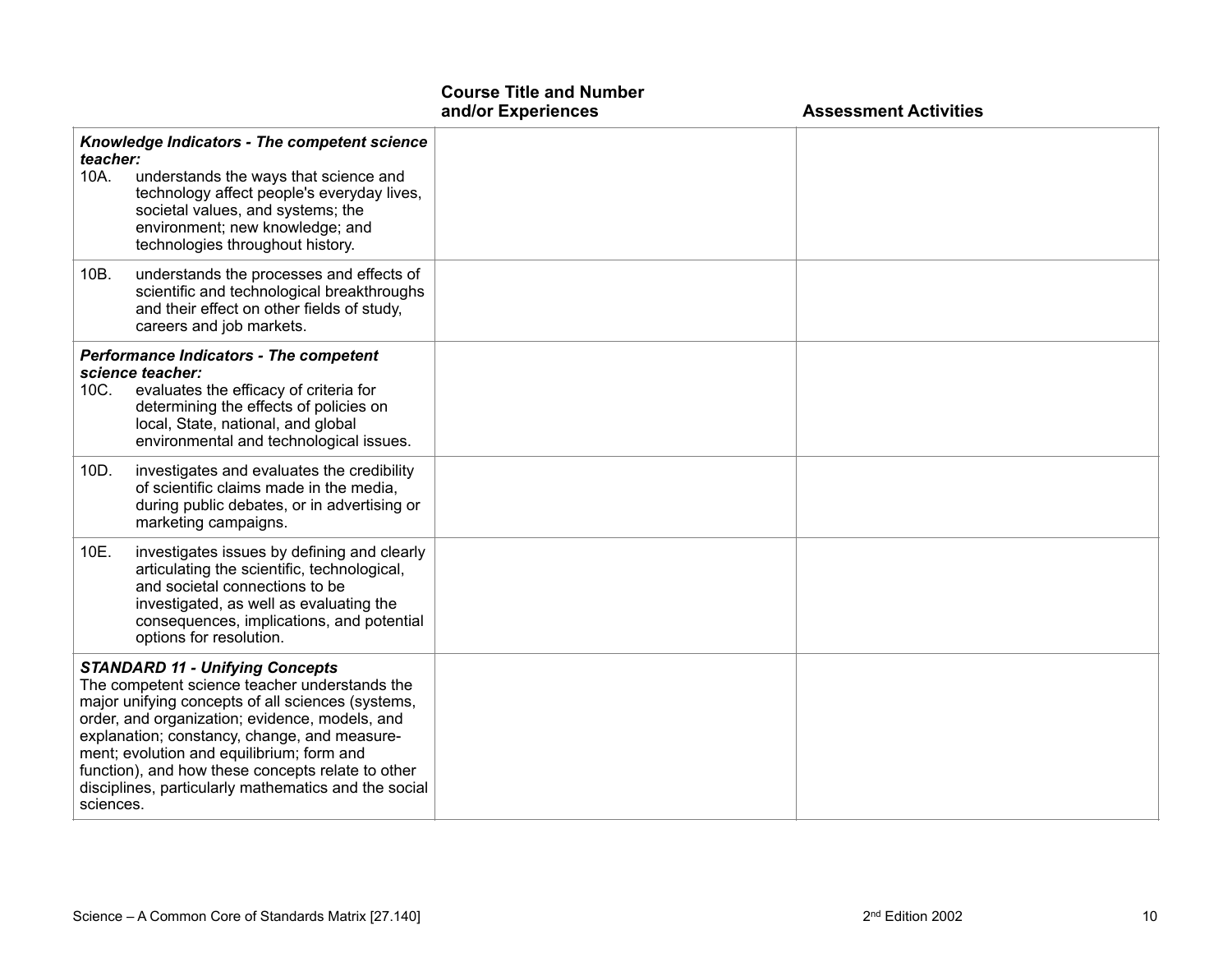| | Course Title and Number and/or Experiences | Assessment Activities |
|---|---|---|
| ***Knowledge Indicators - The competent science teacher:*** 10A. understands the ways that science and technology affect people's everyday lives, societal values, and systems; the environment; new knowledge; and technologies throughout history. | | |
| 10B. understands the processes and effects of scientific and technological breakthroughs and their effect on other fields of study, careers and job markets. | | |
| ***Performance Indicators - The competent science teacher:*** 10C. evaluates the efficacy of criteria for determining the effects of policies on local, State, national, and global environmental and technological issues. | | |
| 10D. investigates and evaluates the credibility of scientific claims made in the media, during public debates, or in advertising or marketing campaigns. | | |
| 10E. investigates issues by defining and clearly articulating the scientific, technological, and societal connections to be investigated, as well as evaluating the consequences, implications, and potential options for resolution. | | |
| ***STANDARD 11 - Unifying Concepts*** The competent science teacher understands the major unifying concepts of all sciences (systems, order, and organization; evidence, models, and explanation; constancy, change, and measurement; evolution and equilibrium; form and function), and how these concepts relate to other disciplines, particularly mathematics and the social sciences. | | |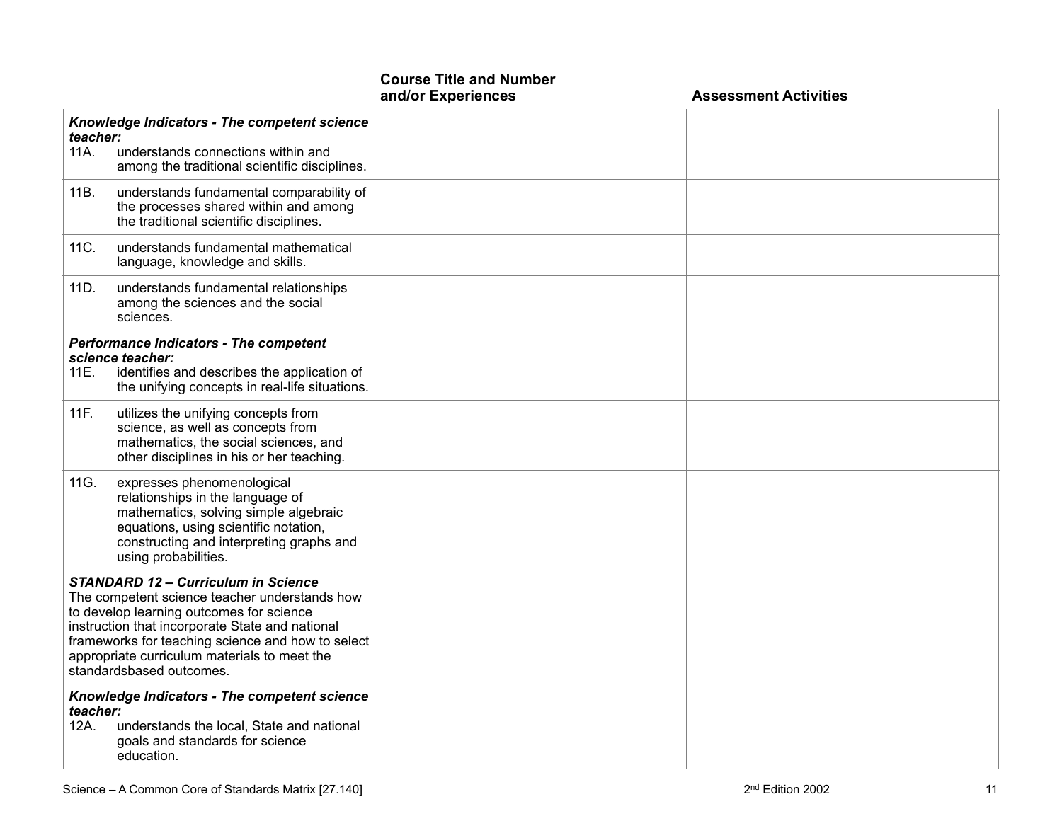| | Course Title and Number and/or Experiences | Assessment Activities |
|---|---|---|
| ***Knowledge Indicators - The competent science teacher:*** 11A. understands connections within and among the traditional scientific disciplines. | | |
| 11B. understands fundamental comparability of the processes shared within and among the traditional scientific disciplines. | | |
| 11C. understands fundamental mathematical language, knowledge and skills. | | |
| 11D. understands fundamental relationships among the sciences and the social sciences. | | |
| ***Performance Indicators - The competent science teacher:*** 11E. identifies and describes the application of the unifying concepts in real-life situations. | | |
| 11F. utilizes the unifying concepts from science, as well as concepts from mathematics, the social sciences, and other disciplines in his or her teaching. | | |
| 11G. expresses phenomenological relationships in the language of mathematics, solving simple algebraic equations, using scientific notation, constructing and interpreting graphs and using probabilities. | | |
| ***STANDARD 12 – Curriculum in Science*** The competent science teacher understands how to develop learning outcomes for science instruction that incorporate State and national frameworks for teaching science and how to select appropriate curriculum materials to meet the standardsbased outcomes. | | |
| ***Knowledge Indicators - The competent science teacher:*** 12A. understands the local, State and national goals and standards for science education. | | |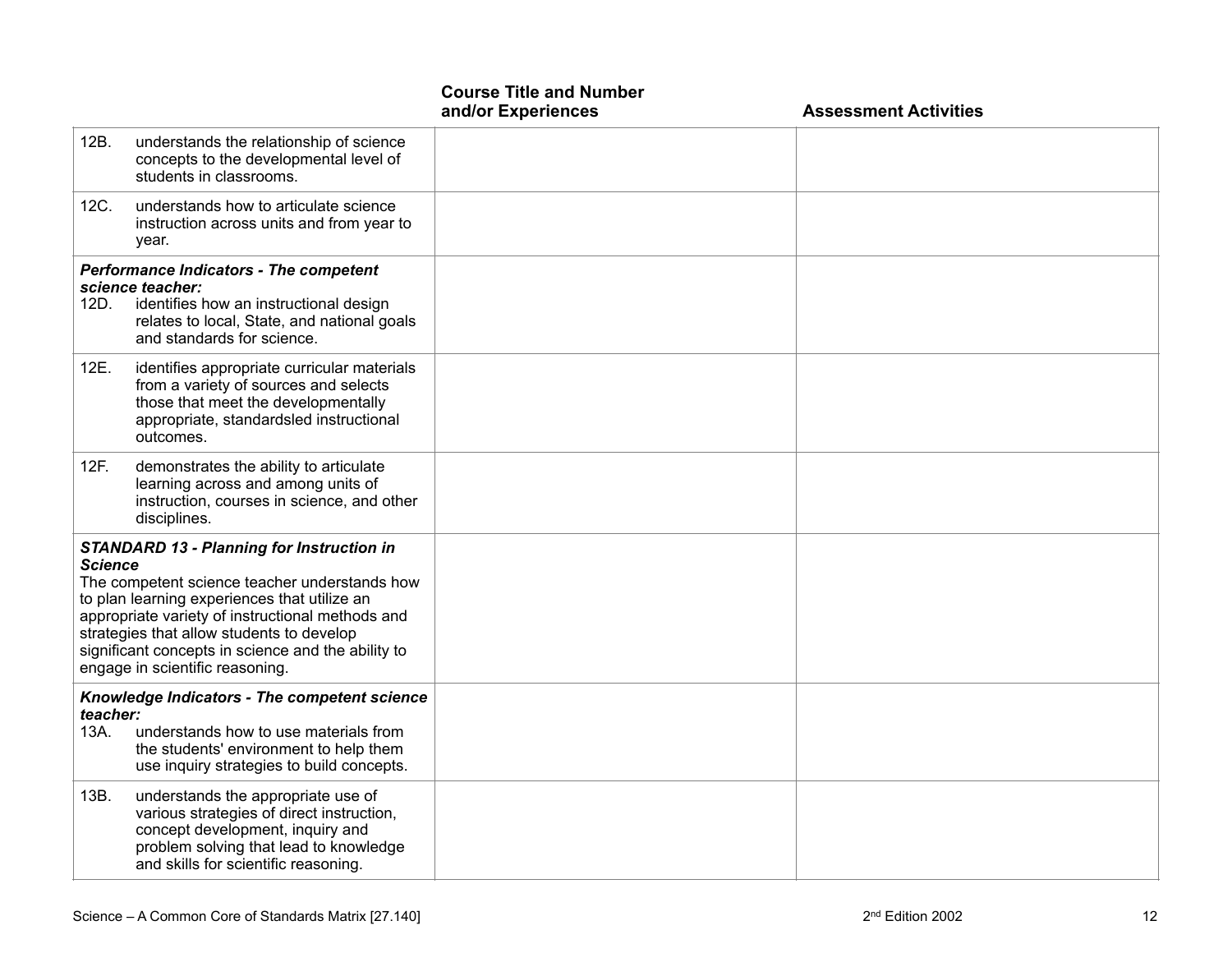| | Course Title and Number and/or Experiences | Assessment Activities |
|---|---|---|
| 12B. understands the relationship of science concepts to the developmental level of students in classrooms. | | |
| 12C. understands how to articulate science instruction across units and from year to year. | | |
| ***Performance Indicators - The competent science teacher:*** 12D. identifies how an instructional design relates to local, State, and national goals and standards for science. | | |
| 12E. identifies appropriate curricular materials from a variety of sources and selects those that meet the developmentally appropriate, standardsled instructional outcomes. | | |
| 12F. demonstrates the ability to articulate learning across and among units of instruction, courses in science, and other disciplines. | | |
| ***STANDARD 13 - Planning for Instruction in Science*** The competent science teacher understands how to plan learning experiences that utilize an appropriate variety of instructional methods and strategies that allow students to develop significant concepts in science and the ability to engage in scientific reasoning. | | |
| ***Knowledge Indicators - The competent science teacher:*** 13A. understands how to use materials from the students' environment to help them use inquiry strategies to build concepts. | | |
| 13B. understands the appropriate use of various strategies of direct instruction, concept development, inquiry and problem solving that lead to knowledge and skills for scientific reasoning. | | |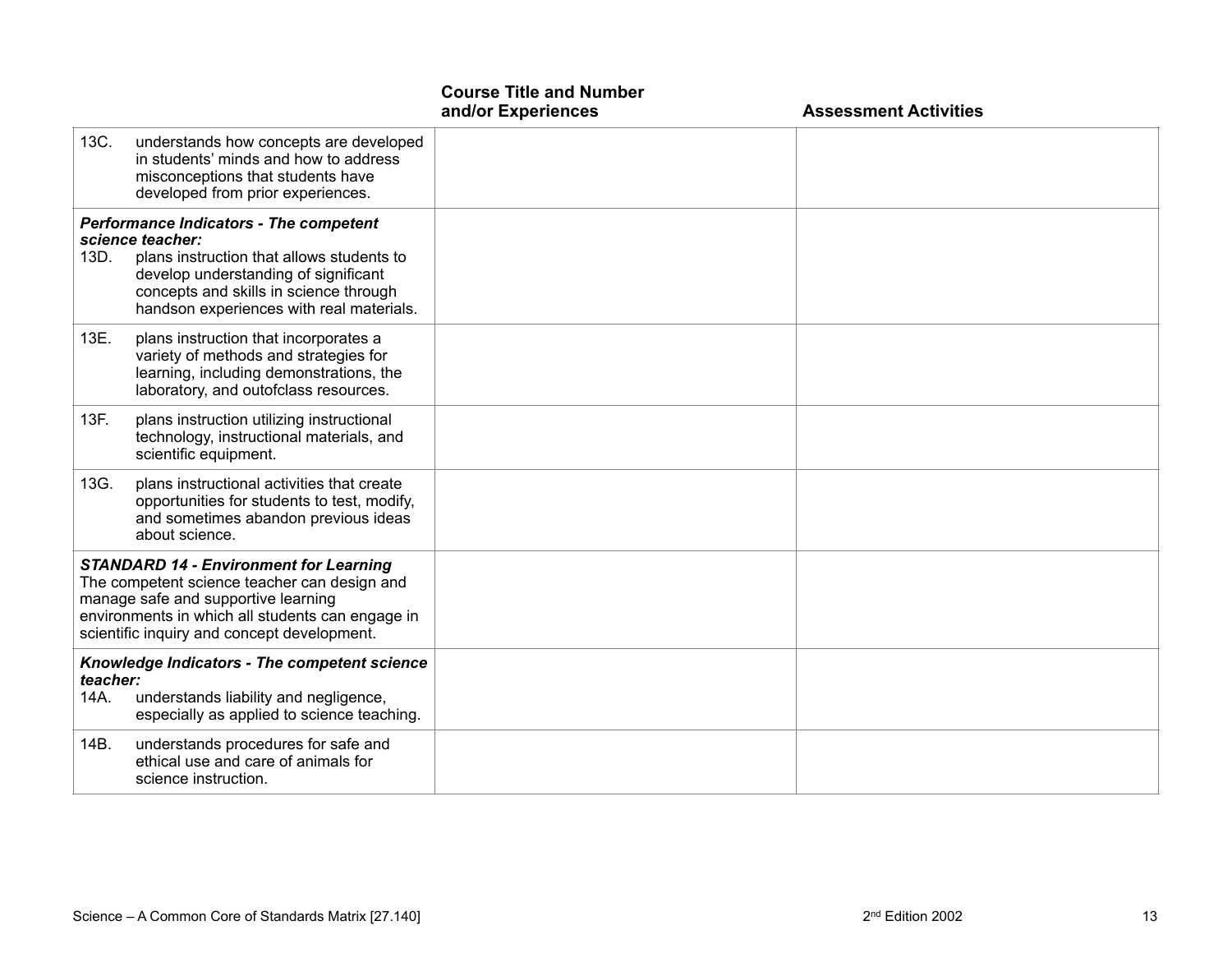| | Course Title and Number and/or Experiences | Assessment Activities |
|---|---|---|
| 13C. understands how concepts are developed in students' minds and how to address misconceptions that students have developed from prior experiences. | | |
| ***Performance Indicators - The competent science teacher:*** 13D. plans instruction that allows students to develop understanding of significant concepts and skills in science through handson experiences with real materials. | | |
| 13E. plans instruction that incorporates a variety of methods and strategies for learning, including demonstrations, the laboratory, and outofclass resources. | | |
| 13F. plans instruction utilizing instructional technology, instructional materials, and scientific equipment. | | |
| 13G. plans instructional activities that create opportunities for students to test, modify, and sometimes abandon previous ideas about science. | | |
| ***STANDARD 14 - Environment for Learning*** The competent science teacher can design and manage safe and supportive learning environments in which all students can engage in scientific inquiry and concept development. | | |
| ***Knowledge Indicators - The competent science teacher:*** 14A. understands liability and negligence, especially as applied to science teaching. | | |
| 14B. understands procedures for safe and ethical use and care of animals for science instruction. | | |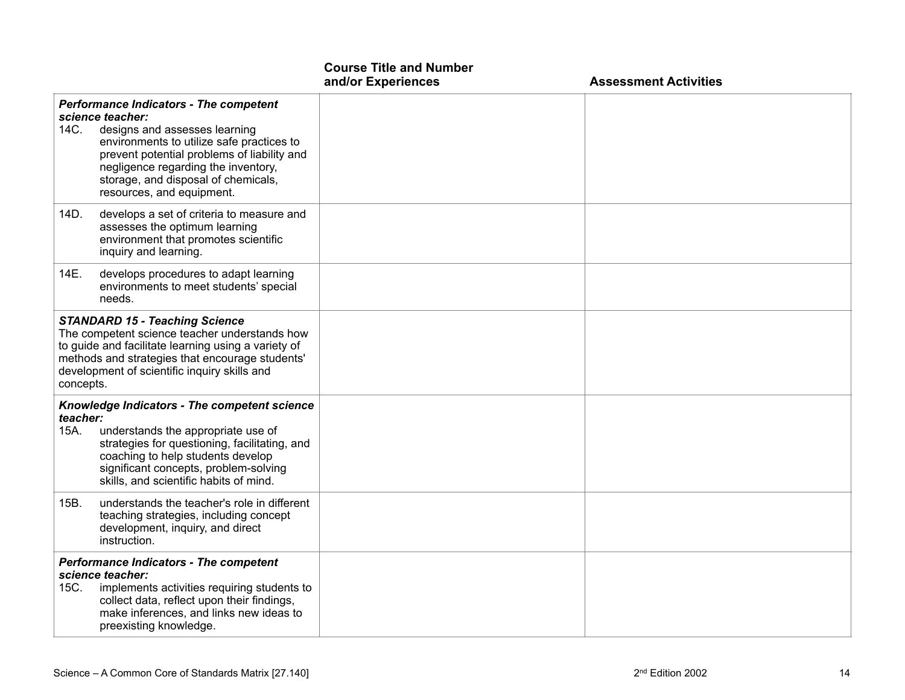| | Course Title and Number and/or Experiences | Assessment Activities |
|---|---|---|
| ***Performance Indicators - The competent science teacher:*** 14C. designs and assesses learning environments to utilize safe practices to prevent potential problems of liability and negligence regarding the inventory, storage, and disposal of chemicals, resources, and equipment. | | |
| 14D. develops a set of criteria to measure and assesses the optimum learning environment that promotes scientific inquiry and learning. | | |
| 14E. develops procedures to adapt learning environments to meet students' special needs. | | |
| ***STANDARD 15 - Teaching Science*** The competent science teacher understands how to guide and facilitate learning using a variety of methods and strategies that encourage students' development of scientific inquiry skills and concepts. | | |
| ***Knowledge Indicators - The competent science teacher:*** 15A. understands the appropriate use of strategies for questioning, facilitating, and coaching to help students develop significant concepts, problem-solving skills, and scientific habits of mind. | | |
| 15B. understands the teacher's role in different teaching strategies, including concept development, inquiry, and direct instruction. | | |
| ***Performance Indicators - The competent science teacher:*** 15C. implements activities requiring students to collect data, reflect upon their findings, make inferences, and links new ideas to preexisting knowledge. | | |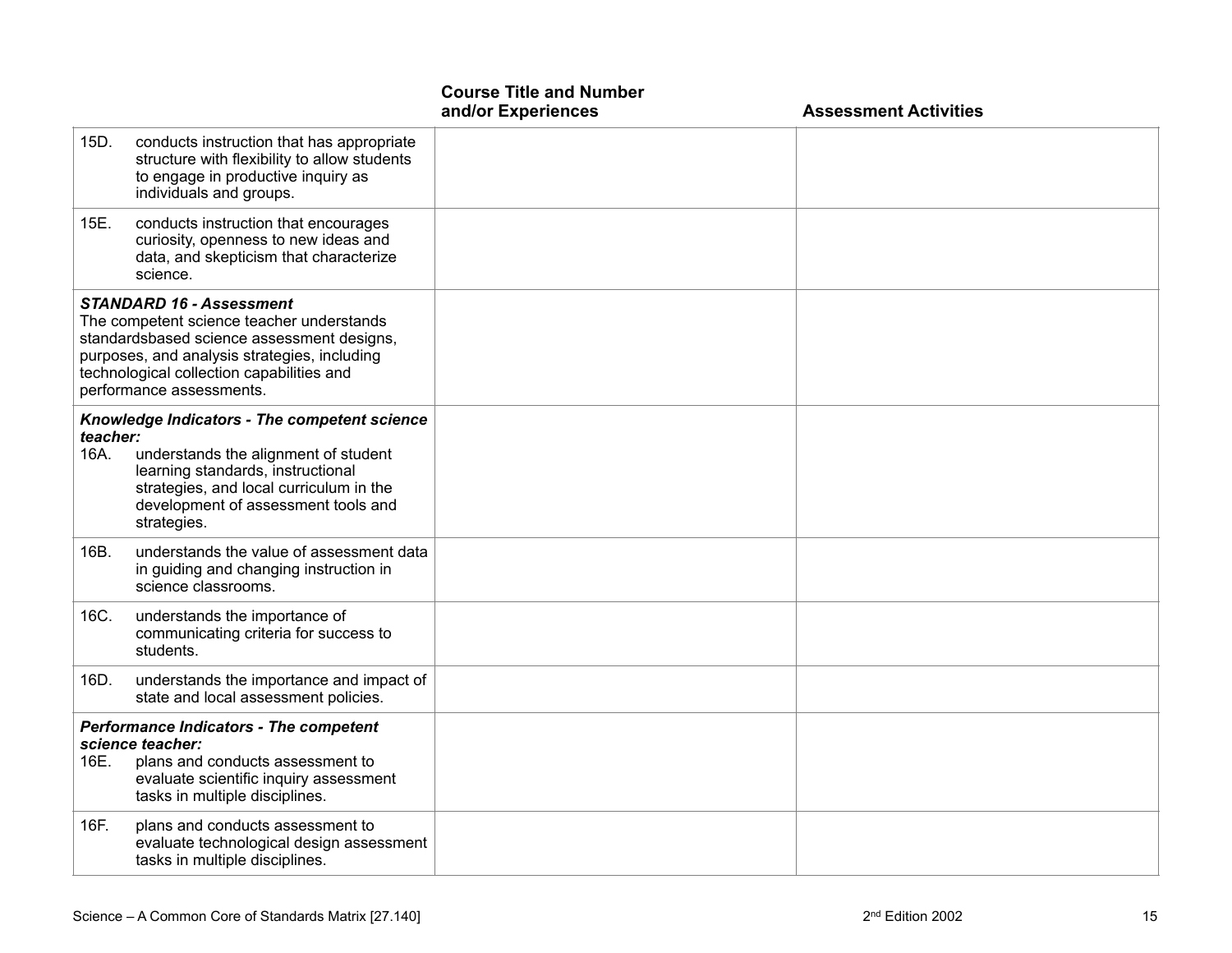| | Course Title and Number and/or Experiences | Assessment Activities |
|---|---|---|
| 15D. conducts instruction that has appropriate structure with flexibility to allow students to engage in productive inquiry as individuals and groups. | | |
| 15E. conducts instruction that encourages curiosity, openness to new ideas and data, and skepticism that characterize science. | | |
| ***STANDARD 16 - Assessment*** The competent science teacher understands standardsbased science assessment designs, purposes, and analysis strategies, including technological collection capabilities and performance assessments. | | |
| ***Knowledge Indicators - The competent science teacher:*** 16A. understands the alignment of student learning standards, instructional strategies, and local curriculum in the development of assessment tools and strategies. | | |
| 16B. understands the value of assessment data in guiding and changing instruction in science classrooms. | | |
| 16C. understands the importance of communicating criteria for success to students. | | |
| 16D. understands the importance and impact of state and local assessment policies. | | |
| ***Performance Indicators - The competent science teacher:*** 16E. plans and conducts assessment to evaluate scientific inquiry assessment tasks in multiple disciplines. | | |
| 16F. plans and conducts assessment to evaluate technological design assessment tasks in multiple disciplines. | | |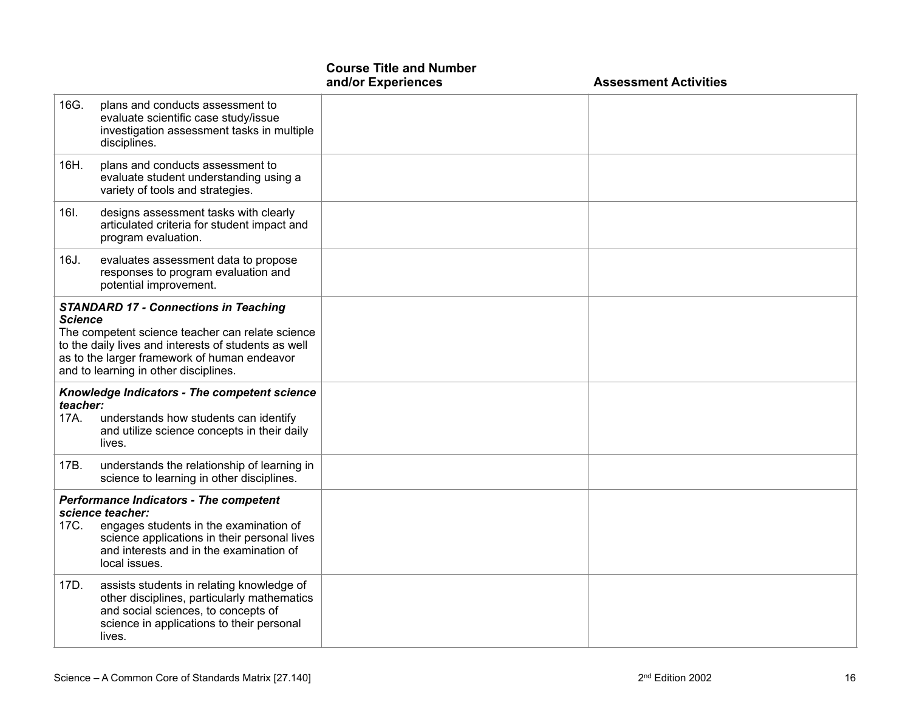| | Course Title and Number and/or Experiences | Assessment Activities |
|---|---|---|
| 16G. plans and conducts assessment to evaluate scientific case study/issue investigation assessment tasks in multiple disciplines. | | |
| 16H. plans and conducts assessment to evaluate student understanding using a variety of tools and strategies. | | |
| 16I. designs assessment tasks with clearly articulated criteria for student impact and program evaluation. | | |
| 16J. evaluates assessment data to propose responses to program evaluation and potential improvement. | | |
| ***STANDARD 17 - Connections in Teaching Science*** The competent science teacher can relate science to the daily lives and interests of students as well as to the larger framework of human endeavor and to learning in other disciplines. | | |
| ***Knowledge Indicators - The competent science teacher:*** 17A. understands how students can identify and utilize science concepts in their daily lives. | | |
| 17B. understands the relationship of learning in science to learning in other disciplines. | | |
| ***Performance Indicators - The competent science teacher:*** 17C. engages students in the examination of science applications in their personal lives and interests and in the examination of local issues. | | |
| 17D. assists students in relating knowledge of other disciplines, particularly mathematics and social sciences, to concepts of science in applications to their personal lives. | | |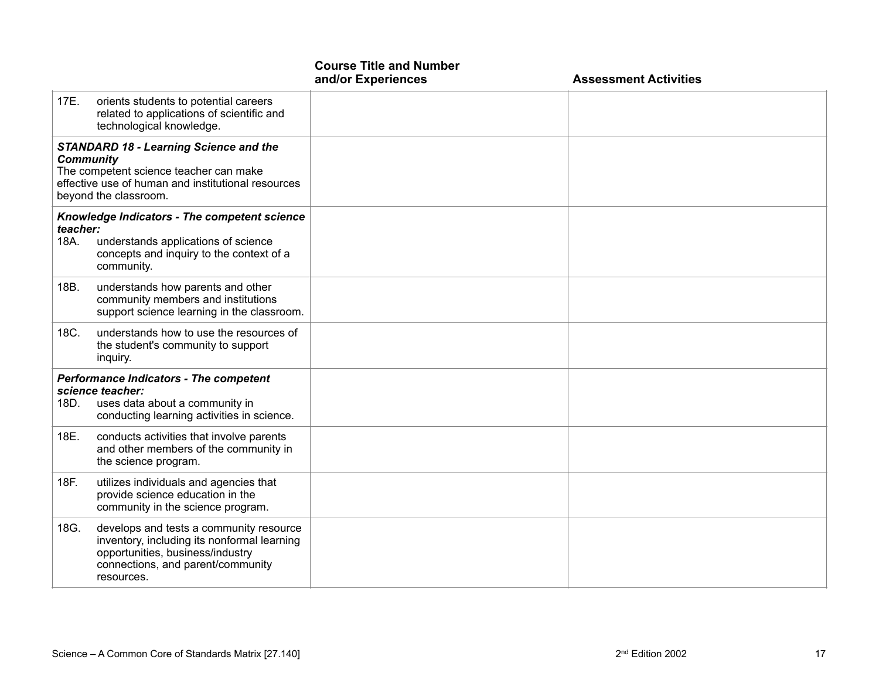| | Course Title and Number and/or Experiences | Assessment Activities |
|---|---|---|
| 17E. orients students to potential careers related to applications of scientific and technological knowledge. | | |
| ***STANDARD 18 - Learning Science and the Community*** The competent science teacher can make effective use of human and institutional resources beyond the classroom. | | |
| ***Knowledge Indicators - The competent science teacher:*** 18A. understands applications of science concepts and inquiry to the context of a community. | | |
| 18B. understands how parents and other community members and institutions support science learning in the classroom. | | |
| 18C. understands how to use the resources of the student's community to support inquiry. | | |
| ***Performance Indicators - The competent science teacher:*** 18D. uses data about a community in conducting learning activities in science. | | |
| 18E. conducts activities that involve parents and other members of the community in the science program. | | |
| 18F. utilizes individuals and agencies that provide science education in the community in the science program. | | |
| 18G. develops and tests a community resource inventory, including its nonformal learning opportunities, business/industry connections, and parent/community resources. | | |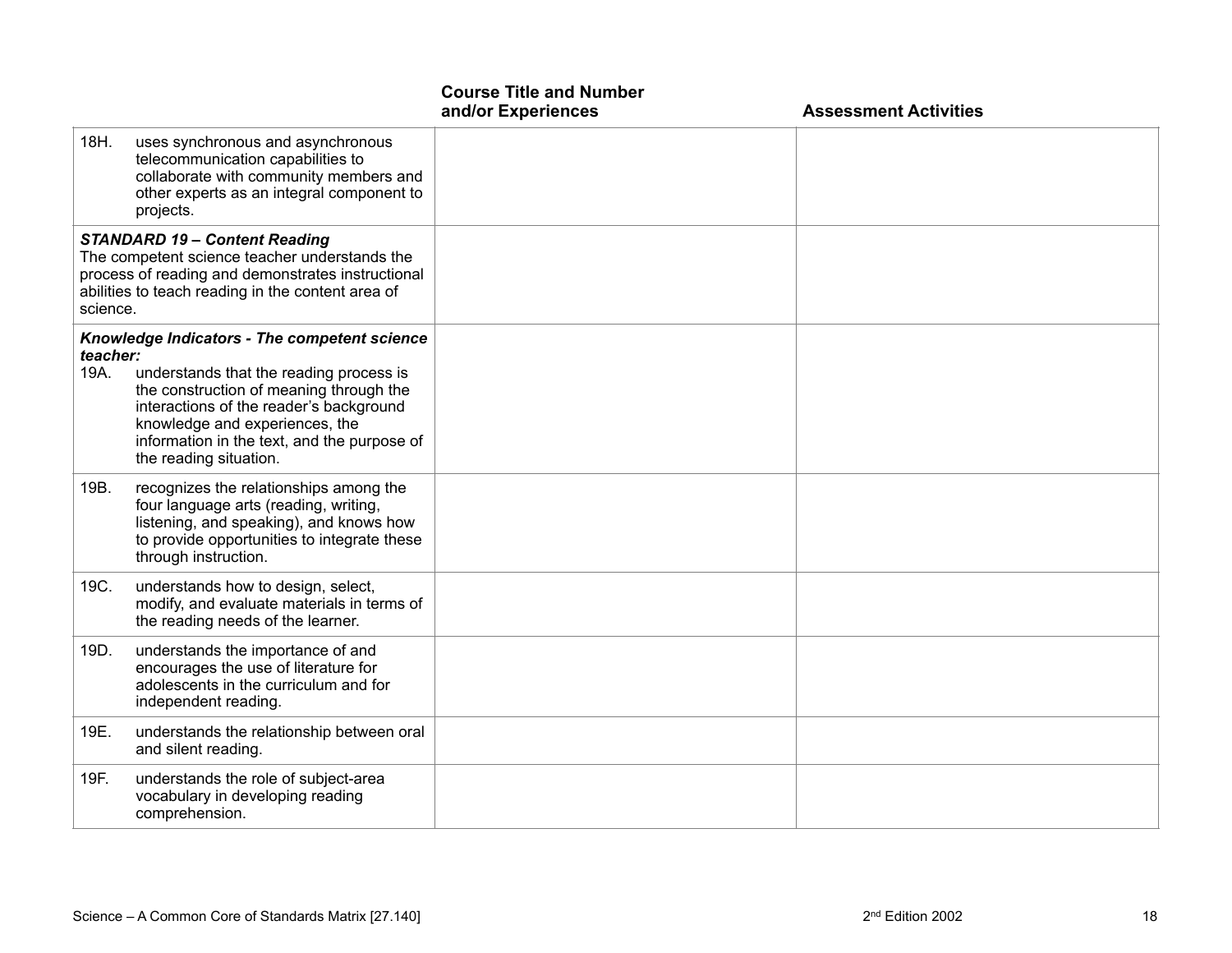| | Course Title and Number and/or Experiences | Assessment Activities |
| --- | --- | --- |
| 18H. uses synchronous and asynchronous telecommunication capabilities to collaborate with community members and other experts as an integral component to projects. | | |
| ***STANDARD 19 – Content Reading*** The competent science teacher understands the process of reading and demonstrates instructional abilities to teach reading in the content area of science. | | |
| ***Knowledge Indicators - The competent science teacher:*** 19A. understands that the reading process is the construction of meaning through the interactions of the reader's background knowledge and experiences, the information in the text, and the purpose of the reading situation. | | |
| 19B. recognizes the relationships among the four language arts (reading, writing, listening, and speaking), and knows how to provide opportunities to integrate these through instruction. | | |
| 19C. understands how to design, select, modify, and evaluate materials in terms of the reading needs of the learner. | | |
| 19D. understands the importance of and encourages the use of literature for adolescents in the curriculum and for independent reading. | | |
| 19E. understands the relationship between oral and silent reading. | | |
| 19F. understands the role of subject-area vocabulary in developing reading comprehension. | | |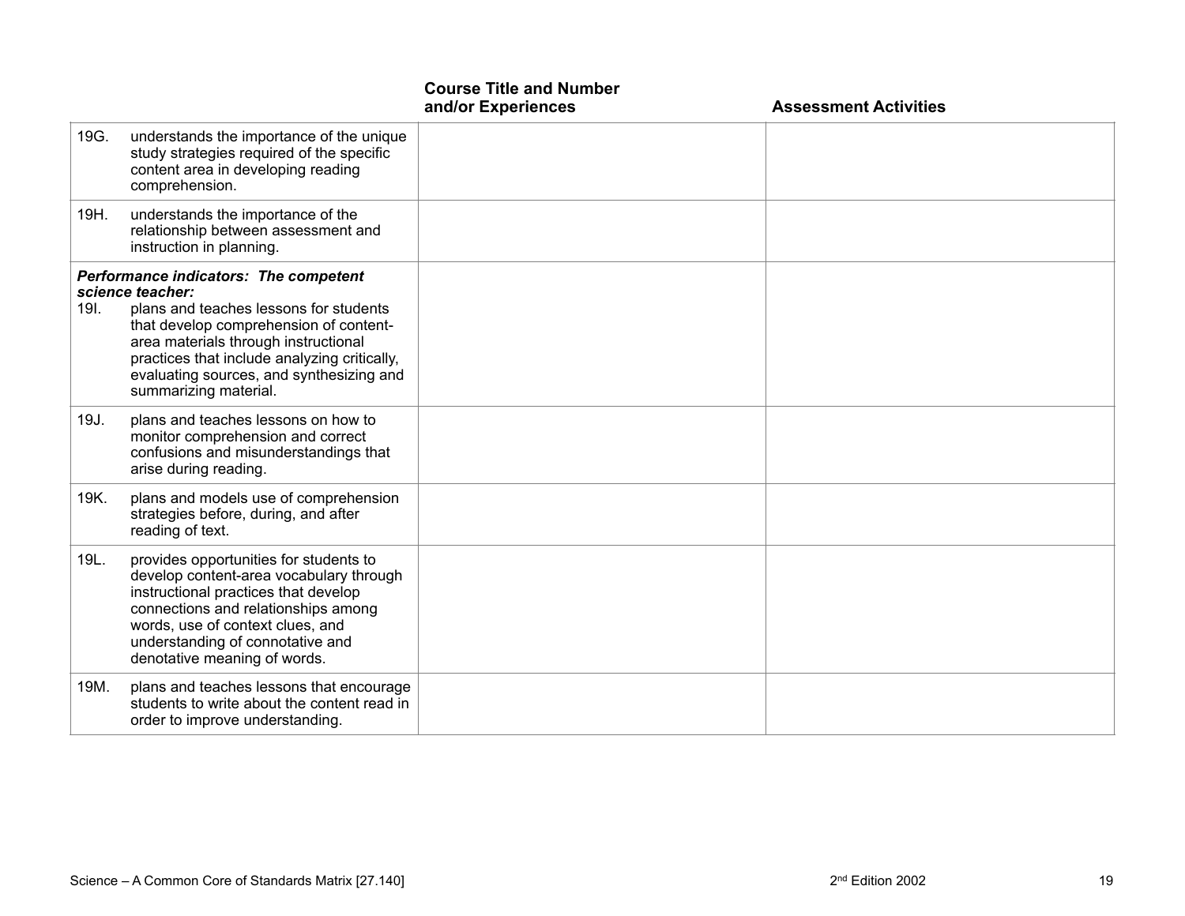| | Course Title and Number and/or Experiences | Assessment Activities |
|---|---|---|
| 19G. understands the importance of the unique study strategies required of the specific content area in developing reading comprehension. | | |
| 19H. understands the importance of the relationship between assessment and instruction in planning. | | |
| ***Performance indicators: The competent science teacher:*** 19I. plans and teaches lessons for students that develop comprehension of content-area materials through instructional practices that include analyzing critically, evaluating sources, and synthesizing and summarizing material. | | |
| 19J. plans and teaches lessons on how to monitor comprehension and correct confusions and misunderstandings that arise during reading. | | |
| 19K. plans and models use of comprehension strategies before, during, and after reading of text. | | |
| 19L. provides opportunities for students to develop content-area vocabulary through instructional practices that develop connections and relationships among words, use of context clues, and understanding of connotative and denotative meaning of words. | | |
| 19M. plans and teaches lessons that encourage students to write about the content read in order to improve understanding. | | |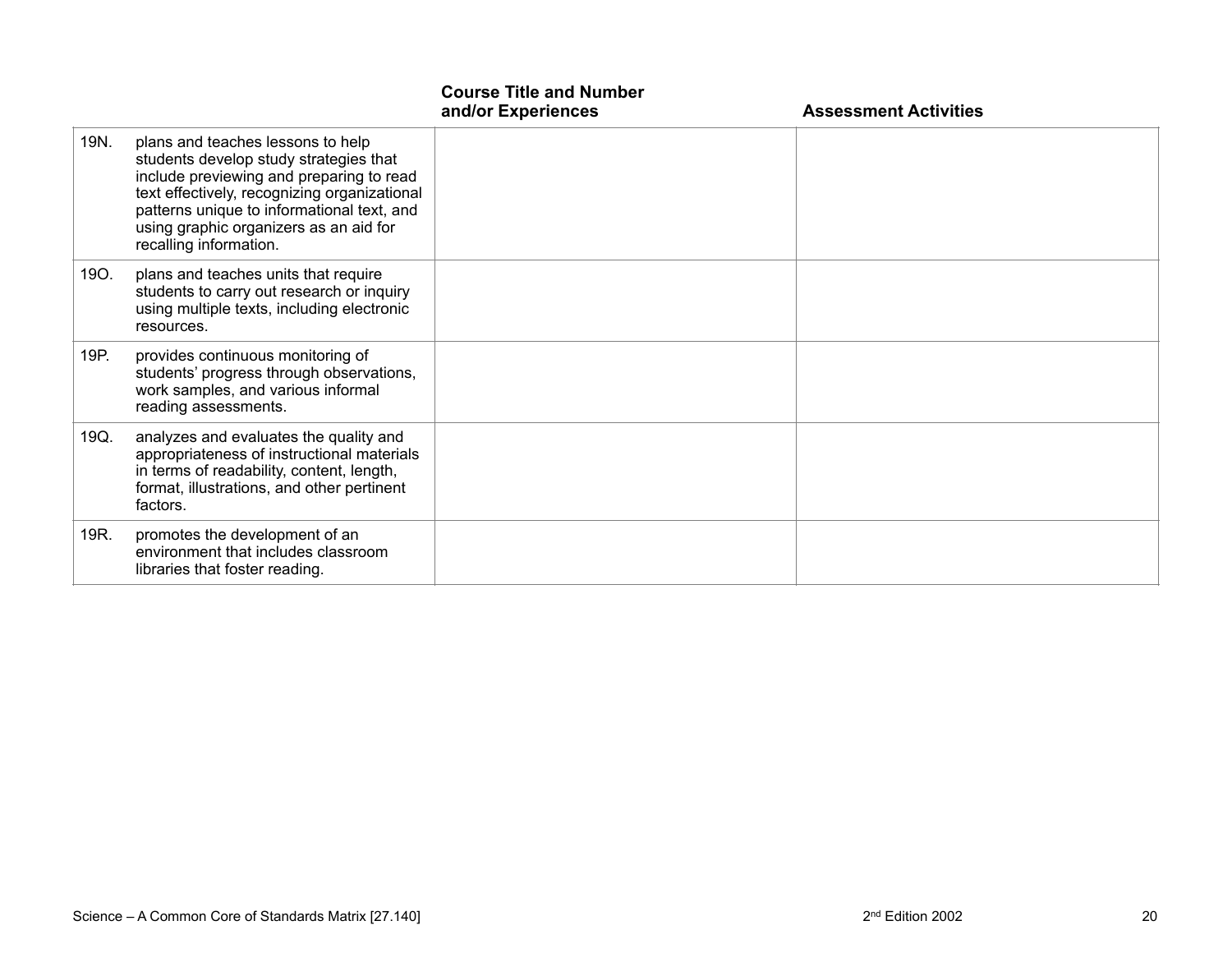| | | Course Title and Number and/or Experiences | Assessment Activities |
|---|---|---|---|
| 19N. | plans and teaches lessons to help students develop study strategies that include previewing and preparing to read text effectively, recognizing organizational patterns unique to informational text, and using graphic organizers as an aid for recalling information. | | |
| 19O. | plans and teaches units that require students to carry out research or inquiry using multiple texts, including electronic resources. | | |
| 19P. | provides continuous monitoring of students' progress through observations, work samples, and various informal reading assessments. | | |
| 19Q. | analyzes and evaluates the quality and appropriateness of instructional materials in terms of readability, content, length, format, illustrations, and other pertinent factors. | | |
| 19R. | promotes the development of an environment that includes classroom libraries that foster reading. | | |